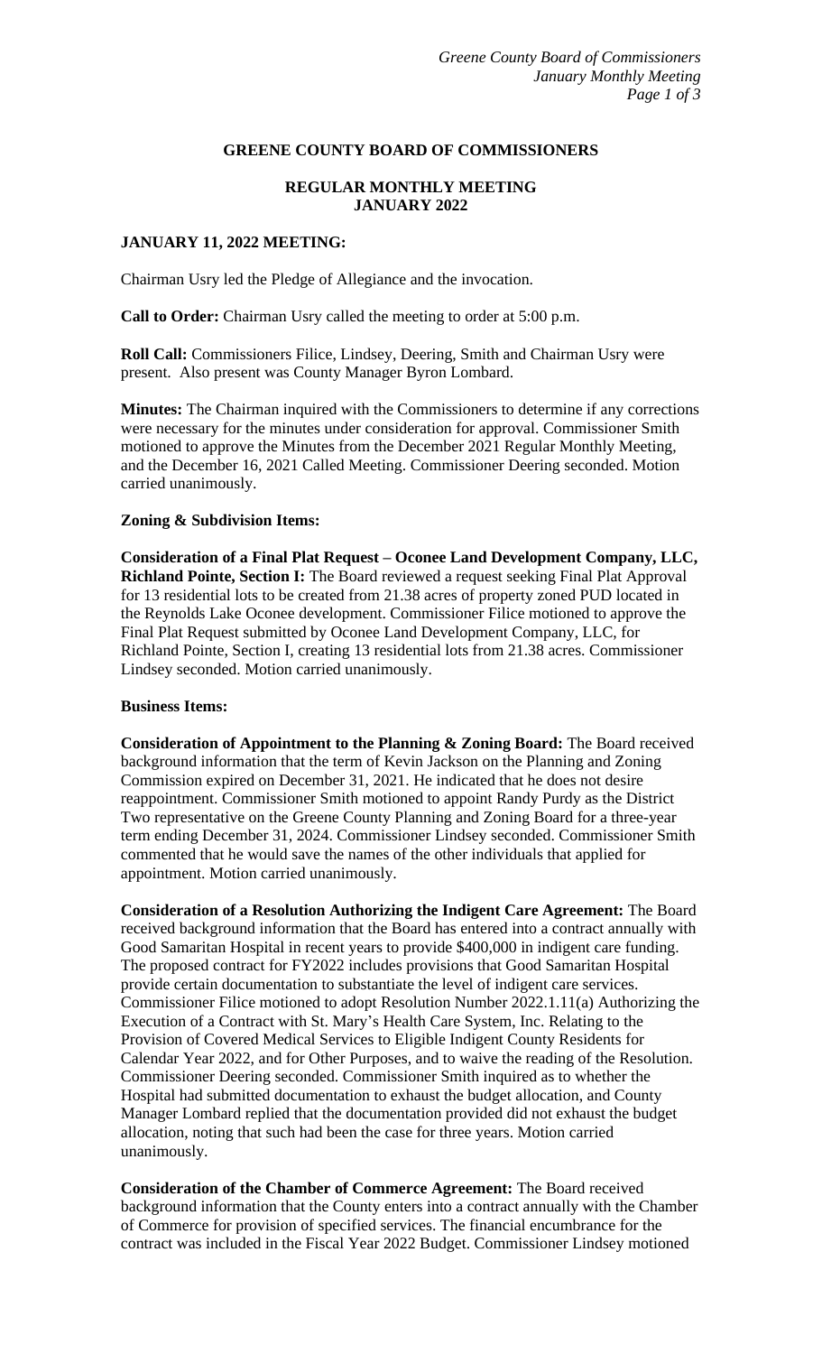# GREENE COUNTY BOARD OF COMMISSIONERS

## REGULAR MONTHLY MEETING
## JANUARY 2022

### JANUARY 11, 2022 MEETING:

Chairman Usry led the Pledge of Allegiance and the invocation.

**Call to Order:** Chairman Usry called the meeting to order at 5:00 p.m.

**Roll Call:** Commissioners Filice, Lindsey, Deering, Smith and Chairman Usry were present. Also present was County Manager Byron Lombard.

**Minutes:** The Chairman inquired with the Commissioners to determine if any corrections were necessary for the minutes under consideration for approval. Commissioner Smith motioned to approve the Minutes from the December 2021 Regular Monthly Meeting, and the December 16, 2021 Called Meeting. Commissioner Deering seconded. Motion carried unanimously.

**Zoning & Subdivision Items:**

**Consideration of a Final Plat Request – Oconee Land Development Company, LLC, Richland Pointe, Section I:** The Board reviewed a request seeking Final Plat Approval for 13 residential lots to be created from 21.38 acres of property zoned PUD located in the Reynolds Lake Oconee development. Commissioner Filice motioned to approve the Final Plat Request submitted by Oconee Land Development Company, LLC, for Richland Pointe, Section I, creating 13 residential lots from 21.38 acres. Commissioner Lindsey seconded. Motion carried unanimously.

**Business Items:**

**Consideration of Appointment to the Planning & Zoning Board:** The Board received background information that the term of Kevin Jackson on the Planning and Zoning Commission expired on December 31, 2021. He indicated that he does not desire reappointment. Commissioner Smith motioned to appoint Randy Purdy as the District Two representative on the Greene County Planning and Zoning Board for a three-year term ending December 31, 2024. Commissioner Lindsey seconded. Commissioner Smith commented that he would save the names of the other individuals that applied for appointment. Motion carried unanimously.

**Consideration of a Resolution Authorizing the Indigent Care Agreement:** The Board received background information that the Board has entered into a contract annually with Good Samaritan Hospital in recent years to provide $400,000 in indigent care funding. The proposed contract for FY2022 includes provisions that Good Samaritan Hospital provide certain documentation to substantiate the level of indigent care services. Commissioner Filice motioned to adopt Resolution Number 2022.1.11(a) Authorizing the Execution of a Contract with St. Mary's Health Care System, Inc. Relating to the Provision of Covered Medical Services to Eligible Indigent County Residents for Calendar Year 2022, and for Other Purposes, and to waive the reading of the Resolution. Commissioner Deering seconded. Commissioner Smith inquired as to whether the Hospital had submitted documentation to exhaust the budget allocation, and County Manager Lombard replied that the documentation provided did not exhaust the budget allocation, noting that such had been the case for three years. Motion carried unanimously.

**Consideration of the Chamber of Commerce Agreement:** The Board received background information that the County enters into a contract annually with the Chamber of Commerce for provision of specified services. The financial encumbrance for the contract was included in the Fiscal Year 2022 Budget. Commissioner Lindsey motioned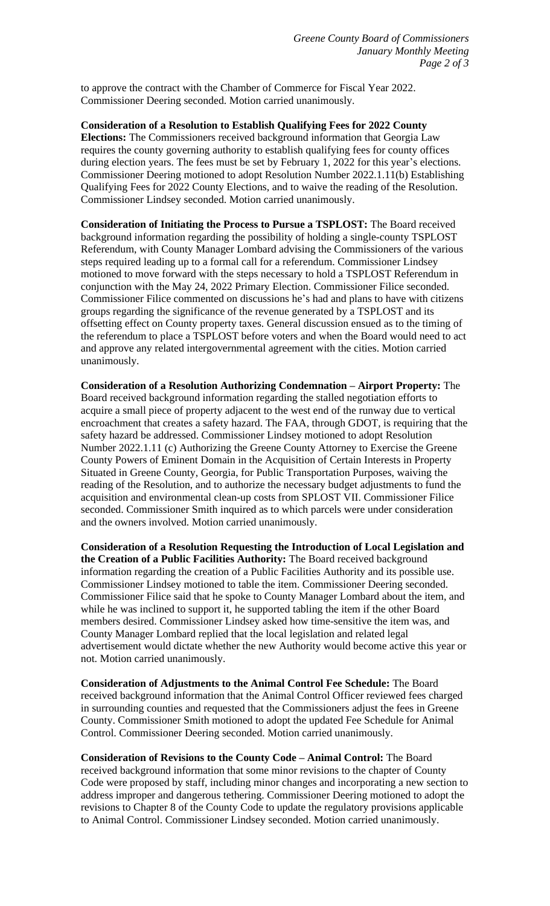to approve the contract with the Chamber of Commerce for Fiscal Year 2022. Commissioner Deering seconded. Motion carried unanimously.

**Consideration of a Resolution to Establish Qualifying Fees for 2022 County Elections:** The Commissioners received background information that Georgia Law requires the county governing authority to establish qualifying fees for county offices during election years. The fees must be set by February 1, 2022 for this year's elections. Commissioner Deering motioned to adopt Resolution Number 2022.1.11(b) Establishing Qualifying Fees for 2022 County Elections, and to waive the reading of the Resolution. Commissioner Lindsey seconded. Motion carried unanimously.

**Consideration of Initiating the Process to Pursue a TSPLOST:** The Board received background information regarding the possibility of holding a single-county TSPLOST Referendum, with County Manager Lombard advising the Commissioners of the various steps required leading up to a formal call for a referendum. Commissioner Lindsey motioned to move forward with the steps necessary to hold a TSPLOST Referendum in conjunction with the May 24, 2022 Primary Election. Commissioner Filice seconded. Commissioner Filice commented on discussions he's had and plans to have with citizens groups regarding the significance of the revenue generated by a TSPLOST and its offsetting effect on County property taxes. General discussion ensued as to the timing of the referendum to place a TSPLOST before voters and when the Board would need to act and approve any related intergovernmental agreement with the cities. Motion carried unanimously.

**Consideration of a Resolution Authorizing Condemnation – Airport Property:** The Board received background information regarding the stalled negotiation efforts to acquire a small piece of property adjacent to the west end of the runway due to vertical encroachment that creates a safety hazard. The FAA, through GDOT, is requiring that the safety hazard be addressed. Commissioner Lindsey motioned to adopt Resolution Number 2022.1.11 (c) Authorizing the Greene County Attorney to Exercise the Greene County Powers of Eminent Domain in the Acquisition of Certain Interests in Property Situated in Greene County, Georgia, for Public Transportation Purposes, waiving the reading of the Resolution, and to authorize the necessary budget adjustments to fund the acquisition and environmental clean-up costs from SPLOST VII. Commissioner Filice seconded. Commissioner Smith inquired as to which parcels were under consideration and the owners involved. Motion carried unanimously.

**Consideration of a Resolution Requesting the Introduction of Local Legislation and the Creation of a Public Facilities Authority:** The Board received background information regarding the creation of a Public Facilities Authority and its possible use. Commissioner Lindsey motioned to table the item. Commissioner Deering seconded. Commissioner Filice said that he spoke to County Manager Lombard about the item, and while he was inclined to support it, he supported tabling the item if the other Board members desired. Commissioner Lindsey asked how time-sensitive the item was, and County Manager Lombard replied that the local legislation and related legal advertisement would dictate whether the new Authority would become active this year or not. Motion carried unanimously.

**Consideration of Adjustments to the Animal Control Fee Schedule:** The Board received background information that the Animal Control Officer reviewed fees charged in surrounding counties and requested that the Commissioners adjust the fees in Greene County. Commissioner Smith motioned to adopt the updated Fee Schedule for Animal Control. Commissioner Deering seconded. Motion carried unanimously.

**Consideration of Revisions to the County Code – Animal Control:** The Board received background information that some minor revisions to the chapter of County Code were proposed by staff, including minor changes and incorporating a new section to address improper and dangerous tethering. Commissioner Deering motioned to adopt the revisions to Chapter 8 of the County Code to update the regulatory provisions applicable to Animal Control. Commissioner Lindsey seconded. Motion carried unanimously.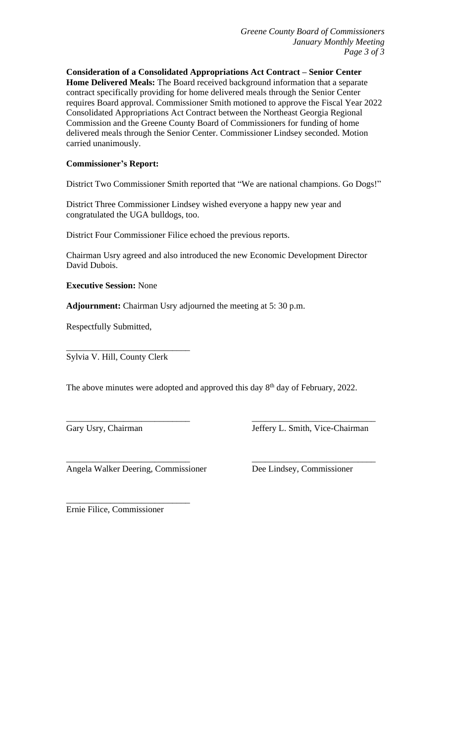**Consideration of a Consolidated Appropriations Act Contract – Senior Center Home Delivered Meals:** The Board received background information that a separate contract specifically providing for home delivered meals through the Senior Center requires Board approval. Commissioner Smith motioned to approve the Fiscal Year 2022 Consolidated Appropriations Act Contract between the Northeast Georgia Regional Commission and the Greene County Board of Commissioners for funding of home delivered meals through the Senior Center. Commissioner Lindsey seconded. Motion carried unanimously.

**Commissioner's Report:**

District Two Commissioner Smith reported that "We are national champions. Go Dogs!"

District Three Commissioner Lindsey wished everyone a happy new year and congratulated the UGA bulldogs, too.

District Four Commissioner Filice echoed the previous reports.

Chairman Usry agreed and also introduced the new Economic Development Director David Dubois.

**Executive Session:** None

**Adjournment:** Chairman Usry adjourned the meeting at 5: 30 p.m.

Respectfully Submitted,

____________________________
Sylvia V. Hill, County Clerk

The above minutes were adopted and approved this day 8th day of February, 2022.

| | |
|---|---|
| ____________________________ | ____________________________ |
| Gary Usry, Chairman | Jeffery L. Smith, Vice-Chairman |
| ____________________________ | ____________________________ |
| Angela Walker Deering, Commissioner | Dee Lindsey, Commissioner |
| ____________________________ | |
| Ernie Filice, Commissioner | |